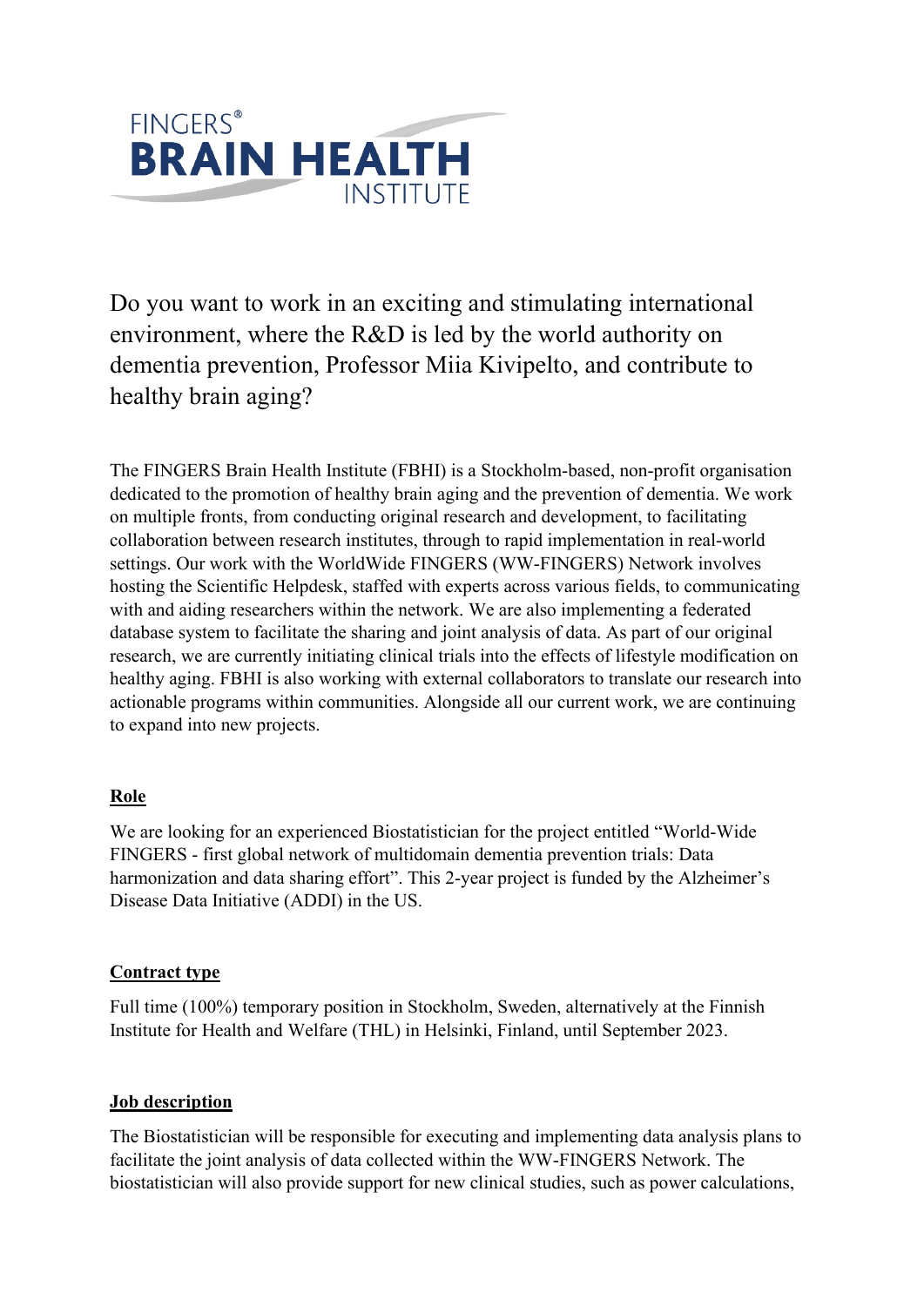FINGERS®
**BRAIN HEALTH**
INSTITUTE

Do you want to work in an exciting and stimulating international environment, where the R&D is led by the world authority on dementia prevention, Professor Miia Kivipelto, and contribute to healthy brain aging?

The FINGERS Brain Health Institute (FBHI) is a Stockholm-based, non-profit organisation dedicated to the promotion of healthy brain aging and the prevention of dementia. We work on multiple fronts, from conducting original research and development, to facilitating collaboration between research institutes, through to rapid implementation in real-world settings. Our work with the WorldWide FINGERS (WW-FINGERS) Network involves hosting the Scientific Helpdesk, staffed with experts across various fields, to communicating with and aiding researchers within the network. We are also implementing a federated database system to facilitate the sharing and joint analysis of data. As part of our original research, we are currently initiating clinical trials into the effects of lifestyle modification on healthy aging. FBHI is also working with external collaborators to translate our research into actionable programs within communities. Alongside all our current work, we are continuing to expand into new projects.

## Role

We are looking for an experienced Biostatistician for the project entitled "World-Wide FINGERS - first global network of multidomain dementia prevention trials: Data harmonization and data sharing effort". This 2-year project is funded by the Alzheimer's Disease Data Initiative (ADDI) in the US.

## Contract type

Full time (100%) temporary position in Stockholm, Sweden, alternatively at the Finnish Institute for Health and Welfare (THL) in Helsinki, Finland, until September 2023.

## Job description

The Biostatistician will be responsible for executing and implementing data analysis plans to facilitate the joint analysis of data collected within the WW-FINGERS Network. The biostatistician will also provide support for new clinical studies, such as power calculations,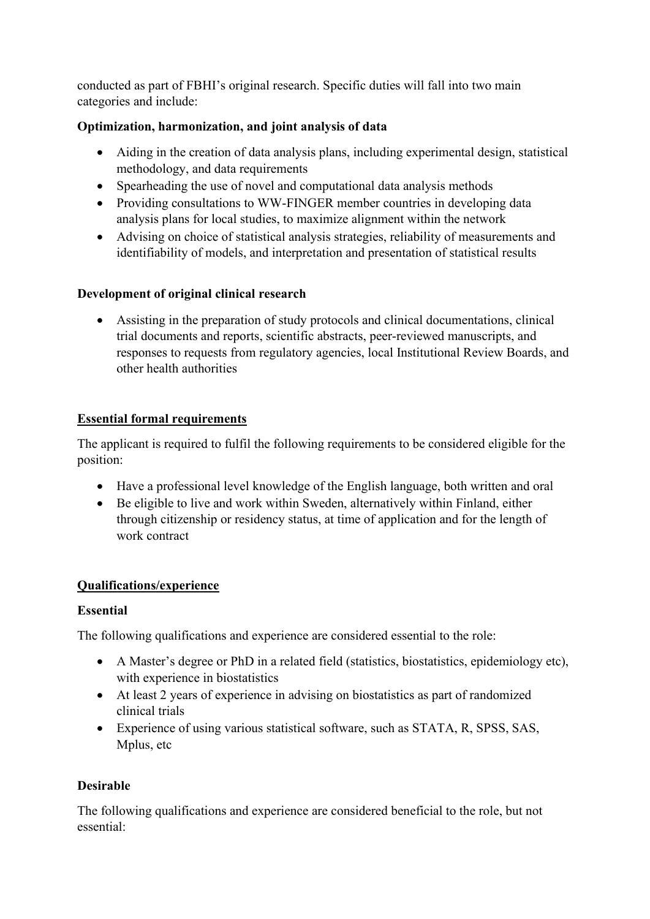conducted as part of FBHI's original research. Specific duties will fall into two main categories and include:

**Optimization, harmonization, and joint analysis of data**

- Aiding in the creation of data analysis plans, including experimental design, statistical methodology, and data requirements
- Spearheading the use of novel and computational data analysis methods
- Providing consultations to WW-FINGER member countries in developing data analysis plans for local studies, to maximize alignment within the network
- Advising on choice of statistical analysis strategies, reliability of measurements and identifiability of models, and interpretation and presentation of statistical results

**Development of original clinical research**

- Assisting in the preparation of study protocols and clinical documentations, clinical trial documents and reports, scientific abstracts, peer-reviewed manuscripts, and responses to requests from regulatory agencies, local Institutional Review Boards, and other health authorities

## Essential formal requirements

The applicant is required to fulfil the following requirements to be considered eligible for the position:

- Have a professional level knowledge of the English language, both written and oral
- Be eligible to live and work within Sweden, alternatively within Finland, either through citizenship or residency status, at time of application and for the length of work contract

## Qualifications/experience

### Essential

The following qualifications and experience are considered essential to the role:

- A Master's degree or PhD in a related field (statistics, biostatistics, epidemiology etc), with experience in biostatistics
- At least 2 years of experience in advising on biostatistics as part of randomized clinical trials
- Experience of using various statistical software, such as STATA, R, SPSS, SAS, Mplus, etc

### Desirable

The following qualifications and experience are considered beneficial to the role, but not essential: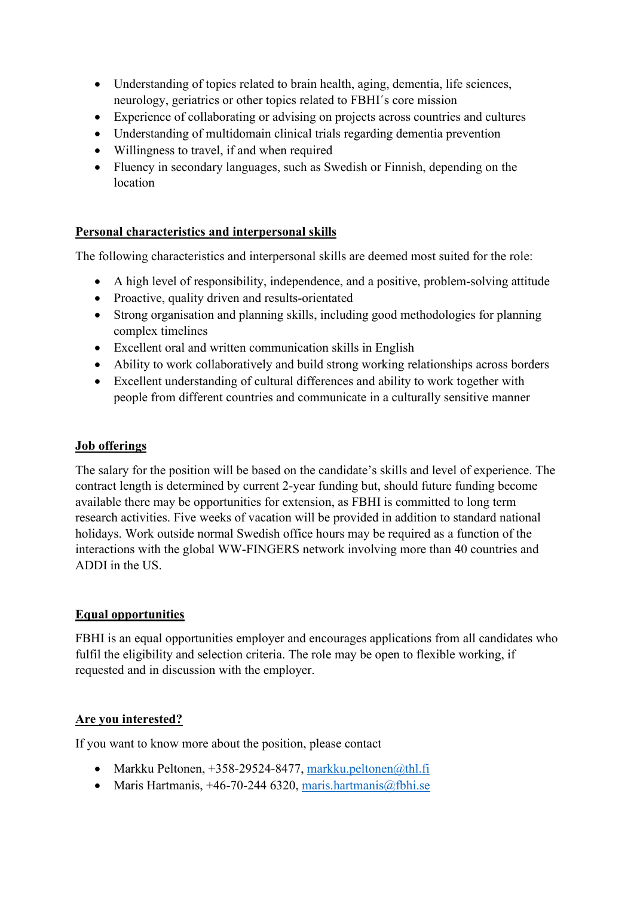- Understanding of topics related to brain health, aging, dementia, life sciences, neurology, geriatrics or other topics related to FBHI´s core mission
- Experience of collaborating or advising on projects across countries and cultures
- Understanding of multidomain clinical trials regarding dementia prevention
- Willingness to travel, if and when required
- Fluency in secondary languages, such as Swedish or Finnish, depending on the location

## Personal characteristics and interpersonal skills

The following characteristics and interpersonal skills are deemed most suited for the role:

- A high level of responsibility, independence, and a positive, problem-solving attitude
- Proactive, quality driven and results-orientated
- Strong organisation and planning skills, including good methodologies for planning complex timelines
- Excellent oral and written communication skills in English
- Ability to work collaboratively and build strong working relationships across borders
- Excellent understanding of cultural differences and ability to work together with people from different countries and communicate in a culturally sensitive manner

## Job offerings

The salary for the position will be based on the candidate's skills and level of experience. The contract length is determined by current 2-year funding but, should future funding become available there may be opportunities for extension, as FBHI is committed to long term research activities. Five weeks of vacation will be provided in addition to standard national holidays. Work outside normal Swedish office hours may be required as a function of the interactions with the global WW-FINGERS network involving more than 40 countries and ADDI in the US.

## Equal opportunities

FBHI is an equal opportunities employer and encourages applications from all candidates who fulfil the eligibility and selection criteria. The role may be open to flexible working, if requested and in discussion with the employer.

## Are you interested?

If you want to know more about the position, please contact

- Markku Peltonen, +358-29524-8477, markku.peltonen@thl.fi
- Maris Hartmanis, +46-70-244 6320, maris.hartmanis@fbhi.se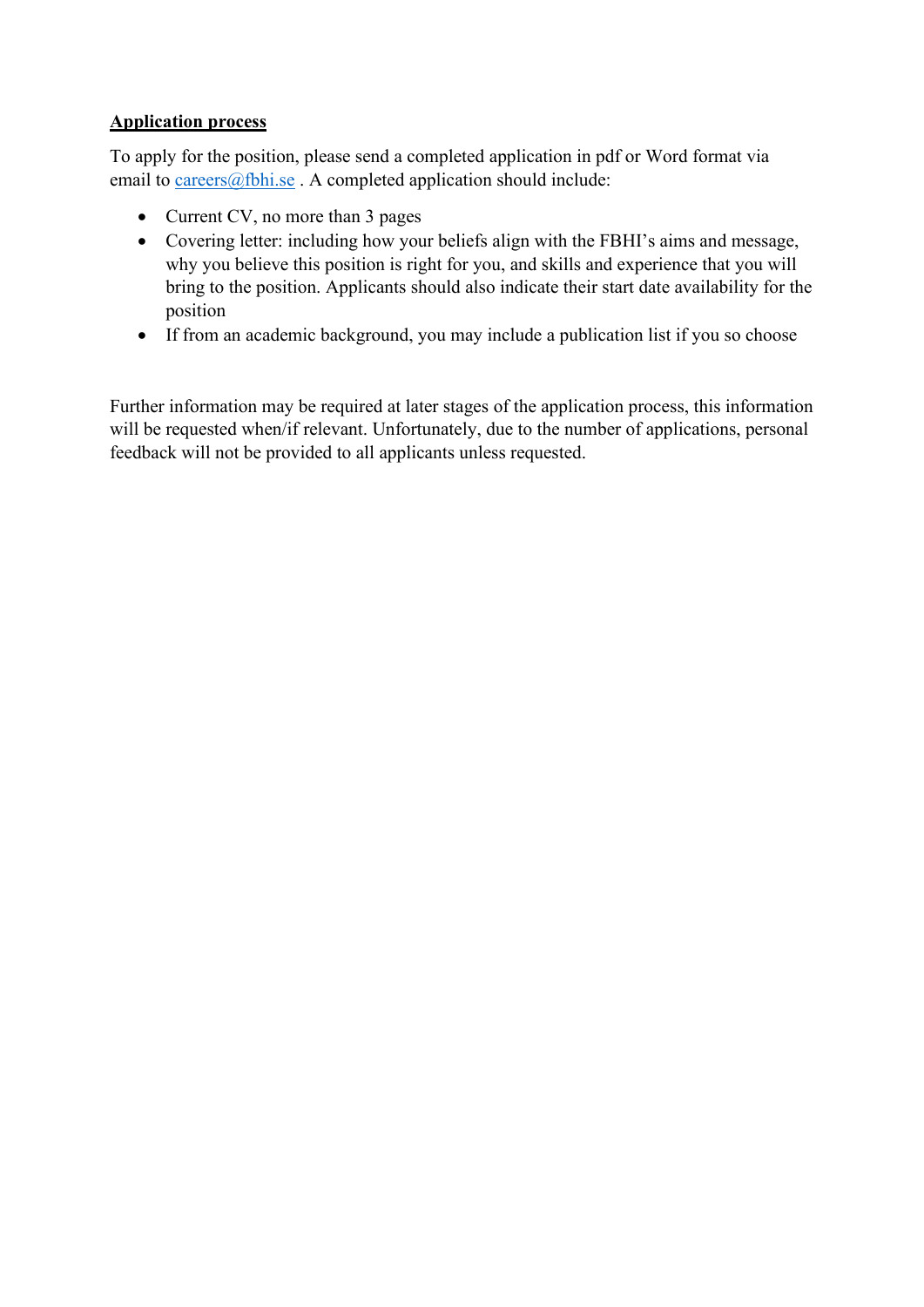**Application process**

To apply for the position, please send a completed application in pdf or Word format via email to careers@fbhi.se . A completed application should include:

- Current CV, no more than 3 pages
- Covering letter: including how your beliefs align with the FBHI's aims and message, why you believe this position is right for you, and skills and experience that you will bring to the position. Applicants should also indicate their start date availability for the position
- If from an academic background, you may include a publication list if you so choose

Further information may be required at later stages of the application process, this information will be requested when/if relevant. Unfortunately, due to the number of applications, personal feedback will not be provided to all applicants unless requested.